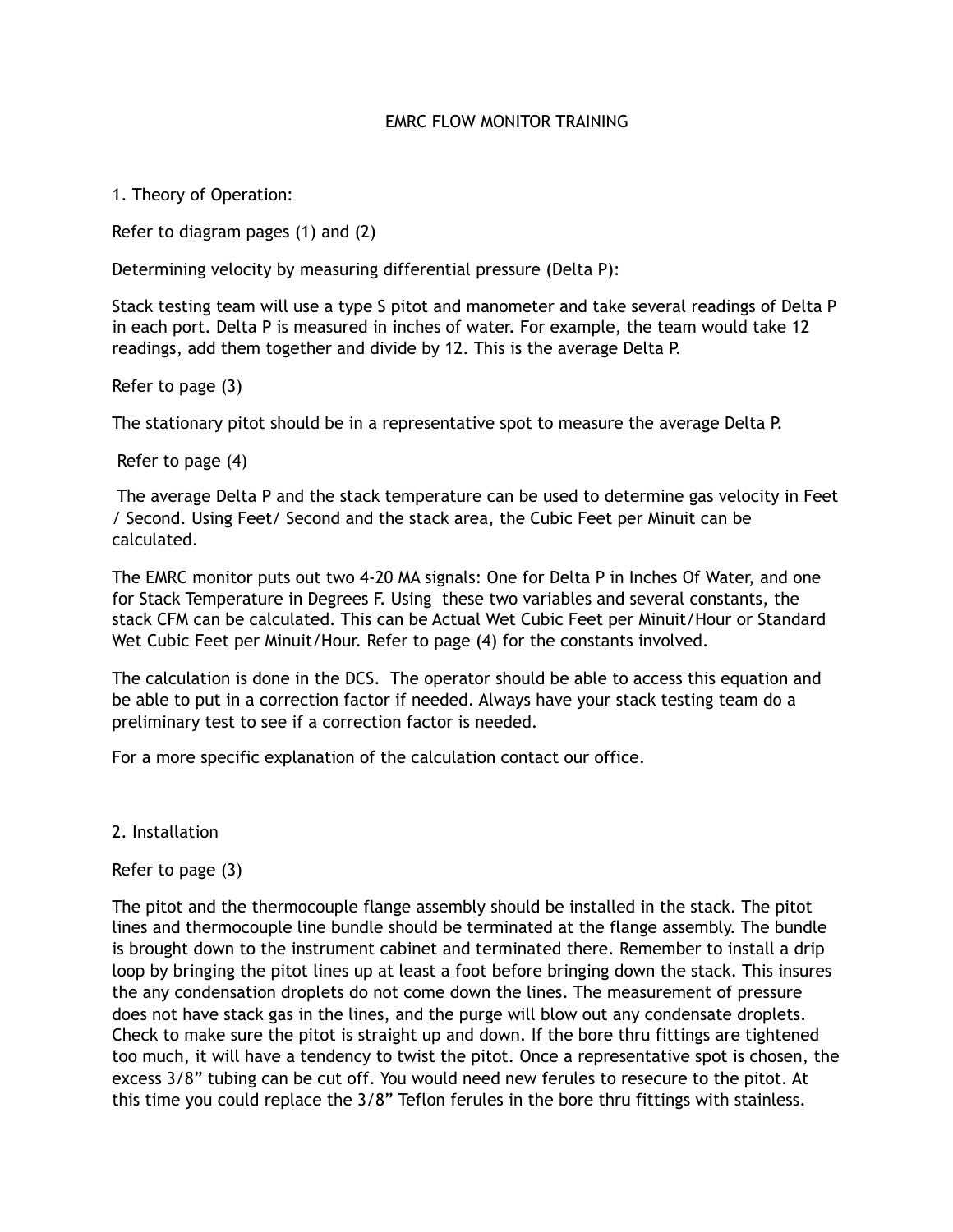# EMRC FLOW MONITOR TRAINING

1. Theory of Operation:

Refer to diagram pages (1) and (2)

Determining velocity by measuring differential pressure (Delta P):

Stack testing team will use a type S pitot and manometer and take several readings of Delta P in each port. Delta P is measured in inches of water. For example, the team would take 12 readings, add them together and divide by 12. This is the average Delta P.

Refer to page (3)

The stationary pitot should be in a representative spot to measure the average Delta P.

Refer to page (4)

The average Delta P and the stack temperature can be used to determine gas velocity in Feet / Second. Using Feet/ Second and the stack area, the Cubic Feet per Minuit can be calculated.

The EMRC monitor puts out two 4-20 MA signals: One for Delta P in Inches Of Water, and one for Stack Temperature in Degrees F. Using these two variables and several constants, the stack CFM can be calculated. This can be Actual Wet Cubic Feet per Minuit/Hour or Standard Wet Cubic Feet per Minuit/Hour. Refer to page (4) for the constants involved.

The calculation is done in the DCS. The operator should be able to access this equation and be able to put in a correction factor if needed. Always have your stack testing team do a preliminary test to see if a correction factor is needed.

For a more specific explanation of the calculation contact our office.

2. Installation

Refer to page (3)

The pitot and the thermocouple flange assembly should be installed in the stack. The pitot lines and thermocouple line bundle should be terminated at the flange assembly. The bundle is brought down to the instrument cabinet and terminated there. Remember to install a drip loop by bringing the pitot lines up at least a foot before bringing down the stack. This insures the any condensation droplets do not come down the lines. The measurement of pressure does not have stack gas in the lines, and the purge will blow out any condensate droplets. Check to make sure the pitot is straight up and down. If the bore thru fittings are tightened too much, it will have a tendency to twist the pitot. Once a representative spot is chosen, the excess 3/8" tubing can be cut off. You would need new ferules to resecure to the pitot. At this time you could replace the 3/8" Teflon ferules in the bore thru fittings with stainless.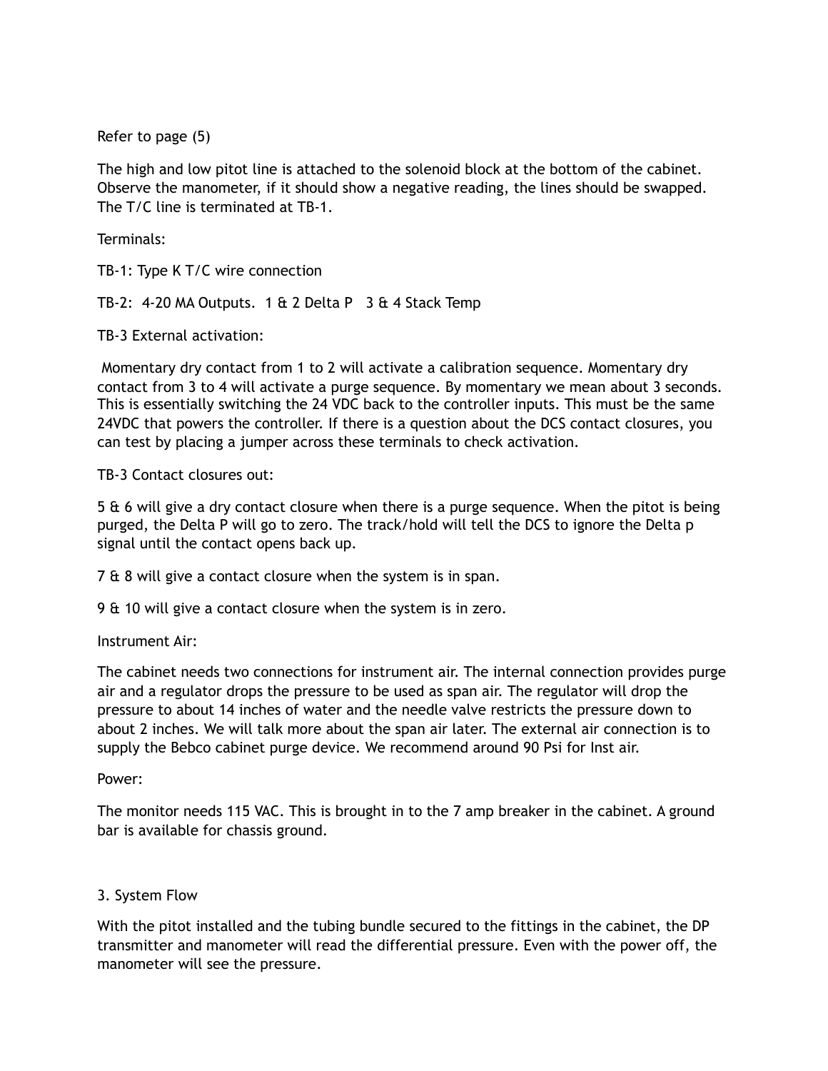Refer to page (5)

The high and low pitot line is attached to the solenoid block at the bottom of the cabinet. Observe the manometer, if it should show a negative reading, the lines should be swapped. The T/C line is terminated at TB-1.

Terminals:

TB-1: Type K T/C wire connection

TB-2:  4-20 MA Outputs.  1 & 2 Delta P   3 & 4 Stack Temp

TB-3 External activation:

Momentary dry contact from 1 to 2 will activate a calibration sequence. Momentary dry contact from 3 to 4 will activate a purge sequence. By momentary we mean about 3 seconds. This is essentially switching the 24 VDC back to the controller inputs. This must be the same 24VDC that powers the controller. If there is a question about the DCS contact closures, you can test by placing a jumper across these terminals to check activation.

TB-3 Contact closures out:

5 & 6 will give a dry contact closure when there is a purge sequence. When the pitot is being purged, the Delta P will go to zero. The track/hold will tell the DCS to ignore the Delta p signal until the contact opens back up.

7 & 8 will give a contact closure when the system is in span.

9 & 10 will give a contact closure when the system is in zero.

Instrument Air:

The cabinet needs two connections for instrument air. The internal connection provides purge air and a regulator drops the pressure to be used as span air. The regulator will drop the pressure to about 14 inches of water and the needle valve restricts the pressure down to about 2 inches. We will talk more about the span air later. The external air connection is to supply the Bebco cabinet purge device. We recommend around 90 Psi for Inst air.

Power:

The monitor needs 115 VAC. This is brought in to the 7 amp breaker in the cabinet. A ground bar is available for chassis ground.

3. System Flow

With the pitot installed and the tubing bundle secured to the fittings in the cabinet, the DP transmitter and manometer will read the differential pressure. Even with the power off, the manometer will see the pressure.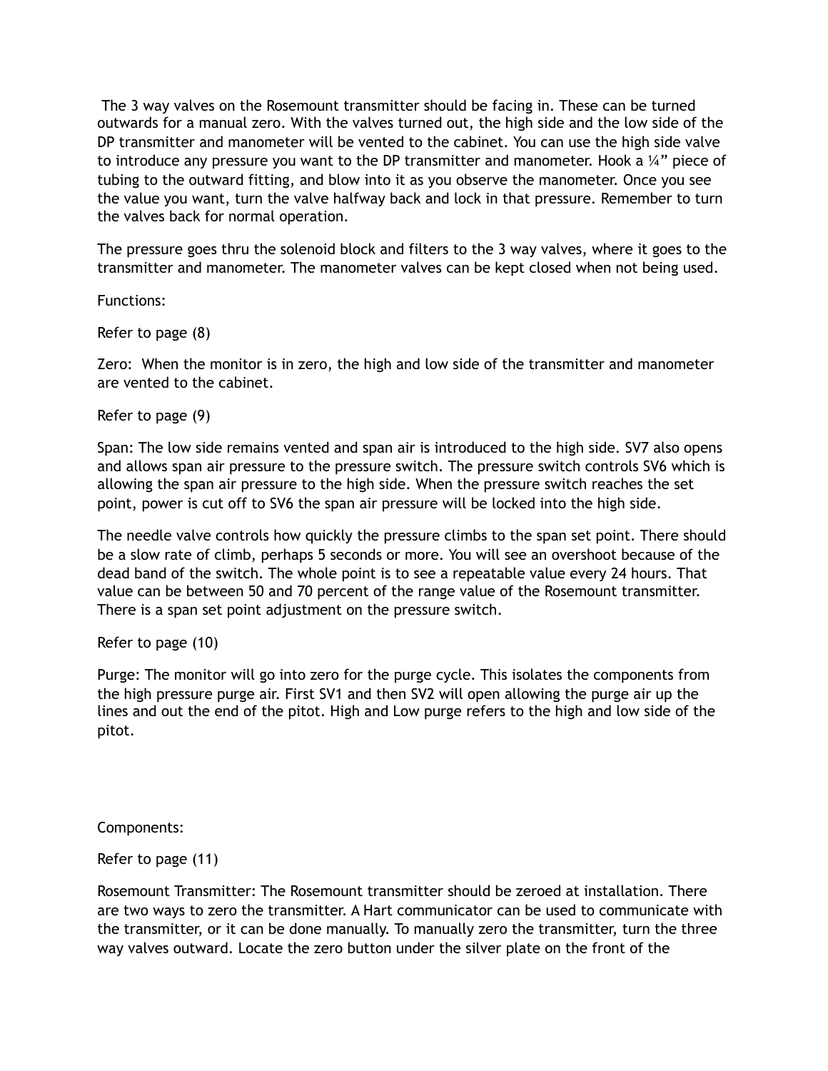The 3 way valves on the Rosemount transmitter should be facing in. These can be turned outwards for a manual zero. With the valves turned out, the high side and the low side of the DP transmitter and manometer will be vented to the cabinet. You can use the high side valve to introduce any pressure you want to the DP transmitter and manometer. Hook a ¼" piece of tubing to the outward fitting, and blow into it as you observe the manometer. Once you see the value you want, turn the valve halfway back and lock in that pressure. Remember to turn the valves back for normal operation.

The pressure goes thru the solenoid block and filters to the 3 way valves, where it goes to the transmitter and manometer. The manometer valves can be kept closed when not being used.

Functions:

Refer to page (8)

Zero: When the monitor is in zero, the high and low side of the transmitter and manometer are vented to the cabinet.

Refer to page (9)

Span: The low side remains vented and span air is introduced to the high side. SV7 also opens and allows span air pressure to the pressure switch. The pressure switch controls SV6 which is allowing the span air pressure to the high side. When the pressure switch reaches the set point, power is cut off to SV6 the span air pressure will be locked into the high side.

The needle valve controls how quickly the pressure climbs to the span set point. There should be a slow rate of climb, perhaps 5 seconds or more. You will see an overshoot because of the dead band of the switch. The whole point is to see a repeatable value every 24 hours. That value can be between 50 and 70 percent of the range value of the Rosemount transmitter. There is a span set point adjustment on the pressure switch.

Refer to page (10)

Purge: The monitor will go into zero for the purge cycle. This isolates the components from the high pressure purge air. First SV1 and then SV2 will open allowing the purge air up the lines and out the end of the pitot. High and Low purge refers to the high and low side of the pitot.

Components:

Refer to page (11)

Rosemount Transmitter: The Rosemount transmitter should be zeroed at installation. There are two ways to zero the transmitter. A Hart communicator can be used to communicate with the transmitter, or it can be done manually. To manually zero the transmitter, turn the three way valves outward. Locate the zero button under the silver plate on the front of the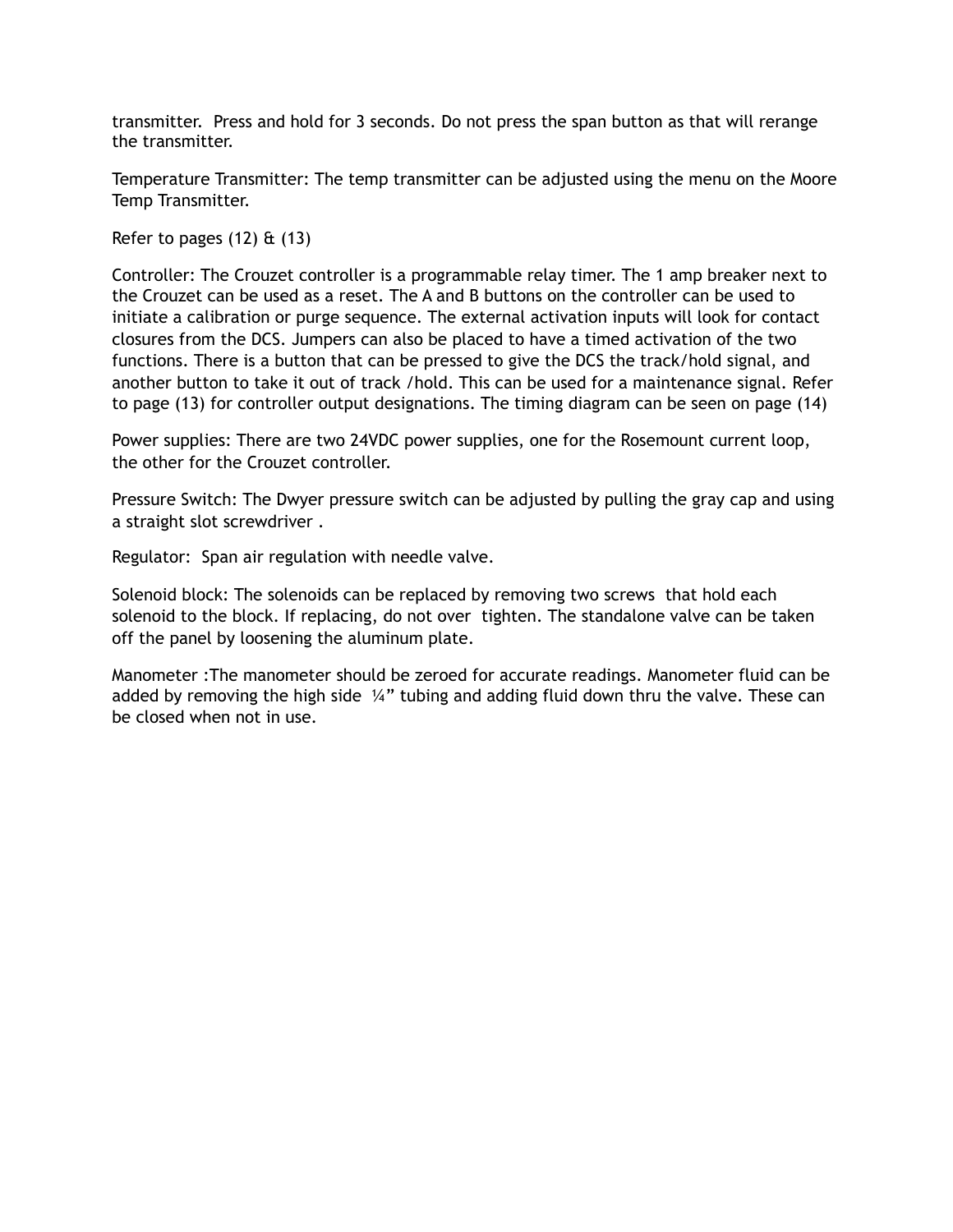transmitter. Press and hold for 3 seconds. Do not press the span button as that will rerange the transmitter.

Temperature Transmitter: The temp transmitter can be adjusted using the menu on the Moore Temp Transmitter.

Refer to pages (12) & (13)

Controller: The Crouzet controller is a programmable relay timer. The 1 amp breaker next to the Crouzet can be used as a reset. The A and B buttons on the controller can be used to initiate a calibration or purge sequence. The external activation inputs will look for contact closures from the DCS. Jumpers can also be placed to have a timed activation of the two functions. There is a button that can be pressed to give the DCS the track/hold signal, and another button to take it out of track /hold. This can be used for a maintenance signal. Refer to page (13) for controller output designations. The timing diagram can be seen on page (14)

Power supplies: There are two 24VDC power supplies, one for the Rosemount current loop, the other for the Crouzet controller.

Pressure Switch: The Dwyer pressure switch can be adjusted by pulling the gray cap and using a straight slot screwdriver .

Regulator: Span air regulation with needle valve.

Solenoid block: The solenoids can be replaced by removing two screws that hold each solenoid to the block. If replacing, do not over tighten. The standalone valve can be taken off the panel by loosening the aluminum plate.

Manometer :The manometer should be zeroed for accurate readings. Manometer fluid can be added by removing the high side ¼" tubing and adding fluid down thru the valve. These can be closed when not in use.